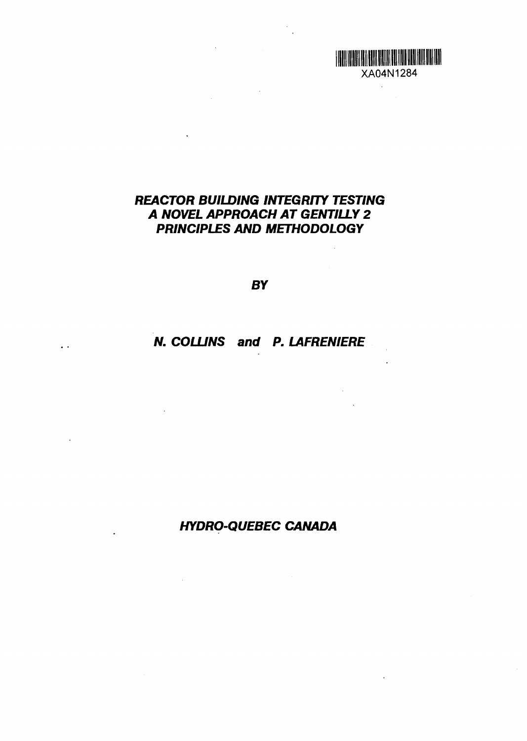XA04N1284

# *REACTOR BUILDING INTEGRITY TESTING A NOVEL APPROACH AT GENTILLY 2 PRINCIPLES AND METHODOLOGY*

***BY***

***N. COLLINS and P. LAFRENIERE***

***HYDRO-QUEBEC CANADA***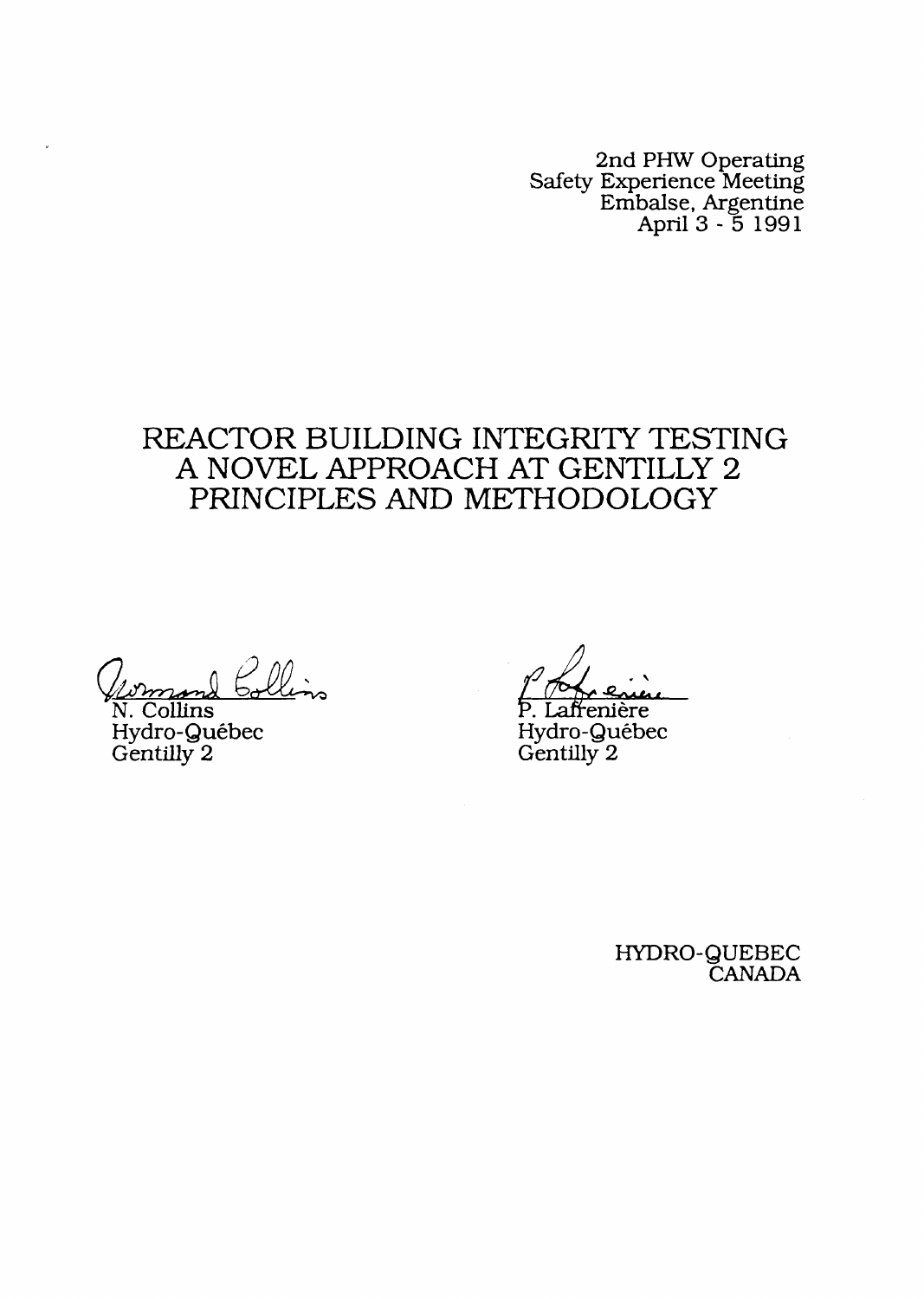2nd PHW Operating
Safety Experience Meeting
Embalse, Argentine
April 3 - 5 1991

# REACTOR BUILDING INTEGRITY TESTING
# A NOVEL APPROACH AT GENTILLY 2
# PRINCIPLES AND METHODOLOGY

N. Collins
Hydro-Québec
Gentilly 2

P. Lafrenière
Hydro-Québec
Gentilly 2

HYDRO-QUEBEC
CANADA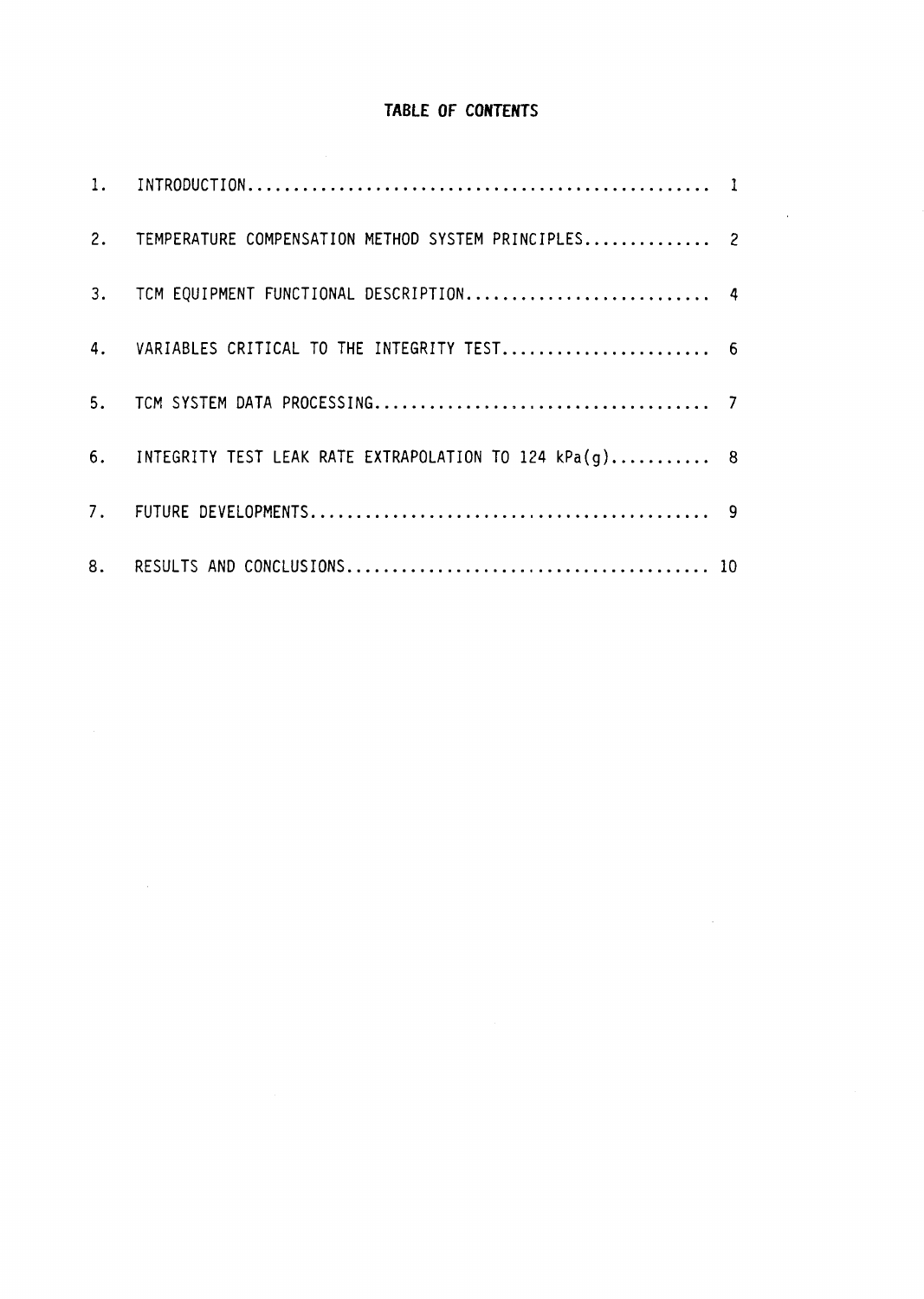# TABLE OF CONTENTS

1. INTRODUCTION .................................................. 1
2. TEMPERATURE COMPENSATION METHOD SYSTEM PRINCIPLES .............. 2
3. TCM EQUIPMENT FUNCTIONAL DESCRIPTION ........................... 4
4. VARIABLES CRITICAL TO THE INTEGRITY TEST ....................... 6
5. TCM SYSTEM DATA PROCESSING ..................................... 7
6. INTEGRITY TEST LEAK RATE EXTRAPOLATION TO 124 kPa(g) ........... 8
7. FUTURE DEVELOPMENTS ............................................ 9
8. RESULTS AND CONCLUSIONS ........................................ 10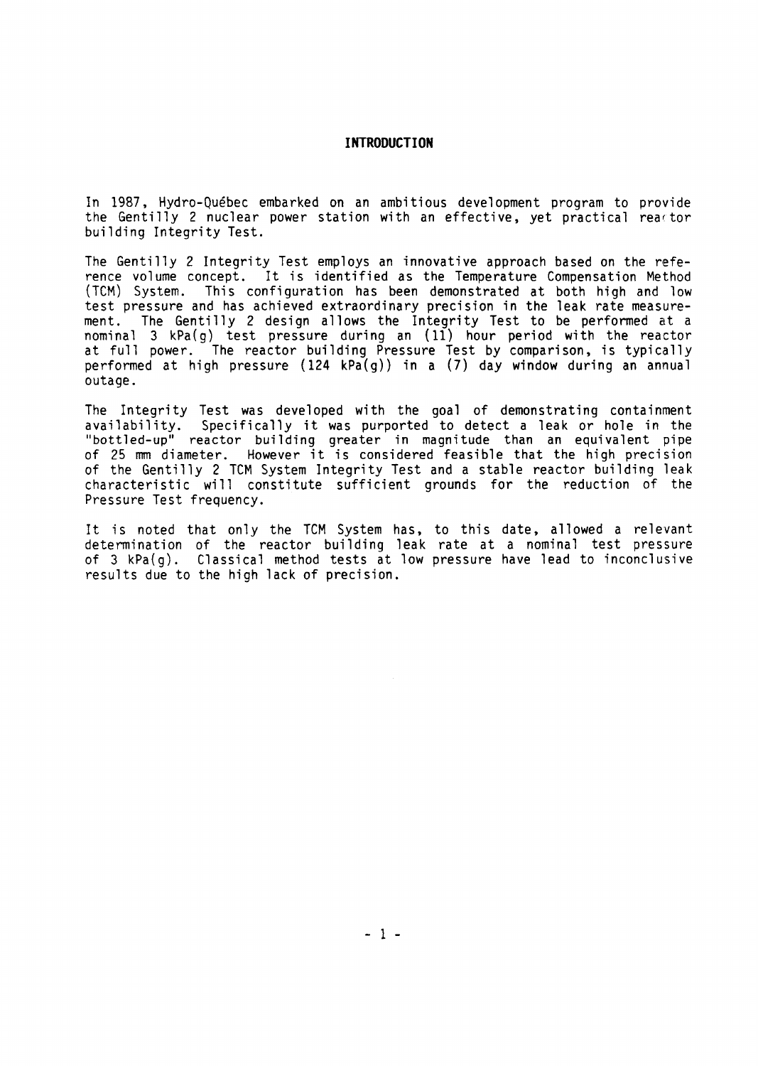## INTRODUCTION

In 1987, Hydro-Québec embarked on an ambitious development program to provide the Gentilly 2 nuclear power station with an effective, yet practical reactor building Integrity Test.

The Gentilly 2 Integrity Test employs an innovative approach based on the reference volume concept. It is identified as the Temperature Compensation Method (TCM) System. This configuration has been demonstrated at both high and low test pressure and has achieved extraordinary precision in the leak rate measurement. The Gentilly 2 design allows the Integrity Test to be performed at a nominal 3 kPa(g) test pressure during an (11) hour period with the reactor at full power. The reactor building Pressure Test by comparison, is typically performed at high pressure (124 kPa(g)) in a (7) day window during an annual outage.

The Integrity Test was developed with the goal of demonstrating containment availability. Specifically it was purported to detect a leak or hole in the "bottled-up" reactor building greater in magnitude than an equivalent pipe of 25 mm diameter. However it is considered feasible that the high precision of the Gentilly 2 TCM System Integrity Test and a stable reactor building leak characteristic will constitute sufficient grounds for the reduction of the Pressure Test frequency.

It is noted that only the TCM System has, to this date, allowed a relevant determination of the reactor building leak rate at a nominal test pressure of 3 kPa(g). Classical method tests at low pressure have lead to inconclusive results due to the high lack of precision.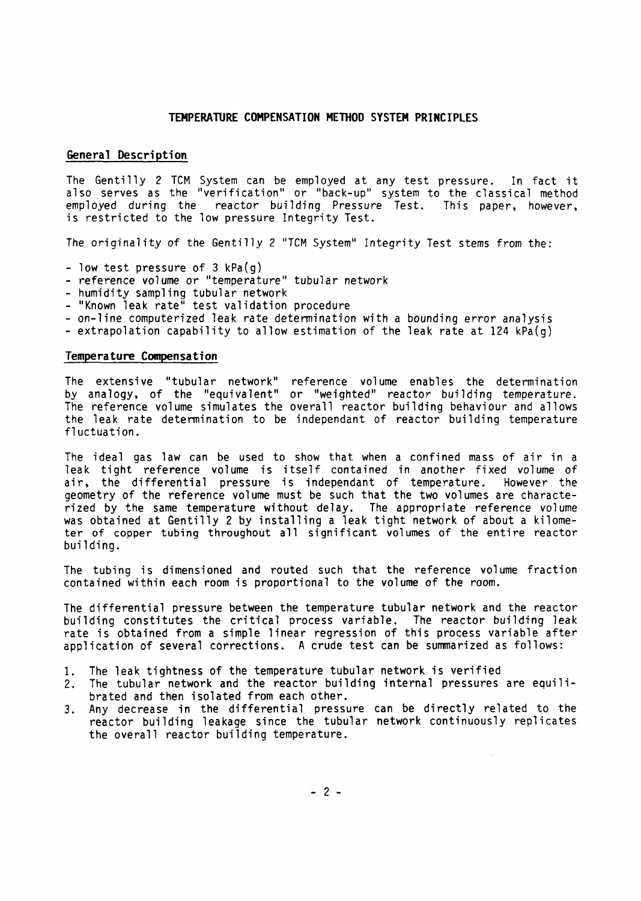## TEMPERATURE COMPENSATION METHOD SYSTEM PRINCIPLES

### General Description

The Gentilly 2 TCM System can be employed at any test pressure. In fact it also serves as the "verification" or "back-up" system to the classical method employed during the reactor building Pressure Test. This paper, however, is restricted to the low pressure Integrity Test.

The originality of the Gentilly 2 "TCM System" Integrity Test stems from the:

- low test pressure of 3 kPa(g)
- reference volume or "temperature" tubular network
- humidity sampling tubular network
- "Known leak rate" test validation procedure
- on-line computerized leak rate determination with a bounding error analysis
- extrapolation capability to allow estimation of the leak rate at 124 kPa(g)

### Temperature Compensation

The extensive "tubular network" reference volume enables the determination by analogy, of the "equivalent" or "weighted" reactor building temperature. The reference volume simulates the overall reactor building behaviour and allows the leak rate determination to be independant of reactor building temperature fluctuation.

The ideal gas law can be used to show that when a confined mass of air in a leak tight reference volume is itself contained in another fixed volume of air, the differential pressure is independant of temperature. However the geometry of the reference volume must be such that the two volumes are characterized by the same temperature without delay. The appropriate reference volume was obtained at Gentilly 2 by installing a leak tight network of about a kilometer of copper tubing throughout all significant volumes of the entire reactor building.

The tubing is dimensioned and routed such that the reference volume fraction contained within each room is proportional to the volume of the room.

The differential pressure between the temperature tubular network and the reactor building constitutes the critical process variable. The reactor building leak rate is obtained from a simple linear regression of this process variable after application of several corrections. A crude test can be summarized as follows:

1. The leak tightness of the temperature tubular network is verified
2. The tubular network and the reactor building internal pressures are equilibrated and then isolated from each other.
3. Any decrease in the differential pressure can be directly related to the reactor building leakage since the tubular network continuously replicates the overall reactor building temperature.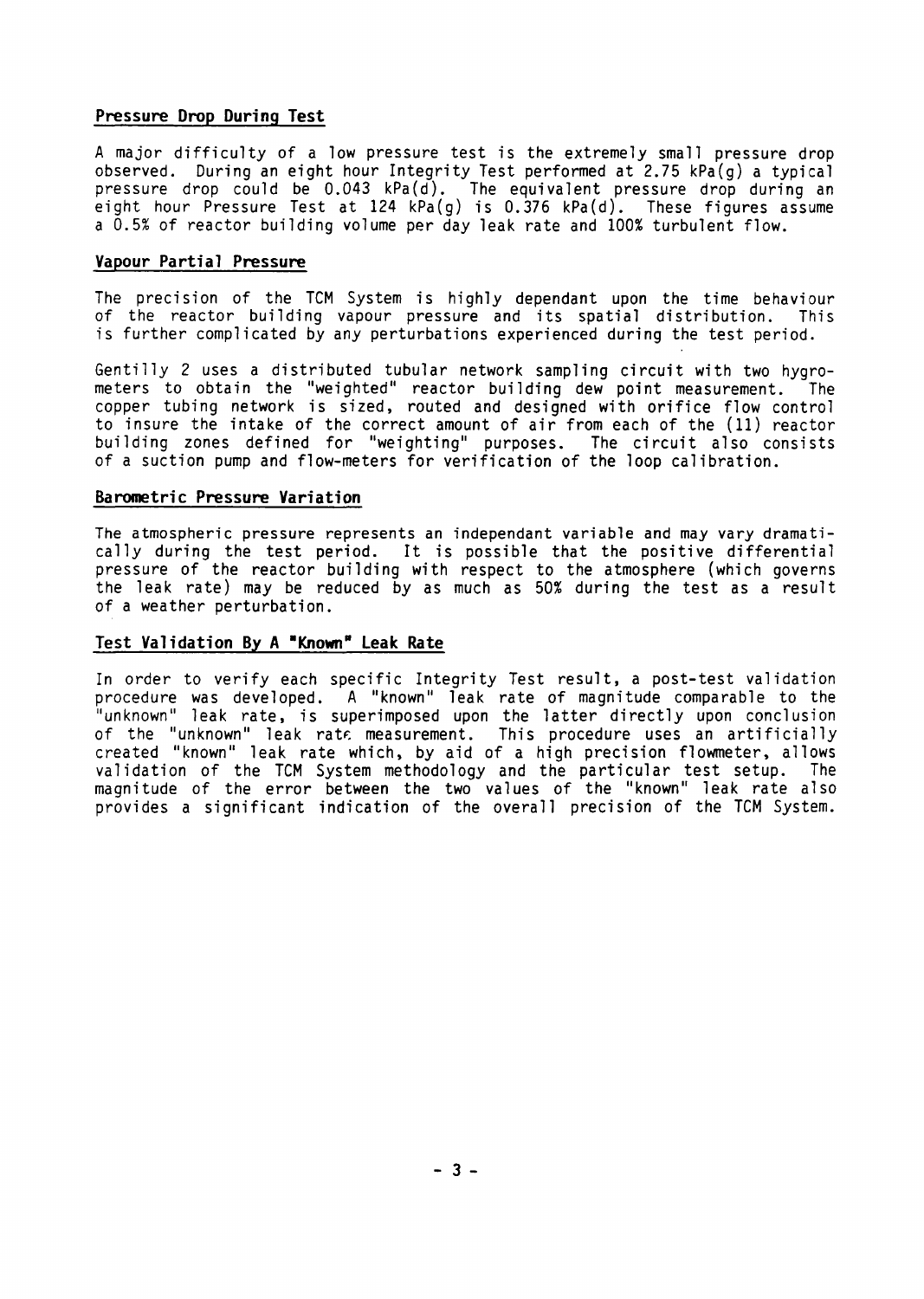## Pressure Drop During Test

A major difficulty of a low pressure test is the extremely small pressure drop observed. During an eight hour Integrity Test performed at 2.75 kPa(g) a typical pressure drop could be 0.043 kPa(d). The equivalent pressure drop during an eight hour Pressure Test at 124 kPa(g) is 0.376 kPa(d). These figures assume a 0.5% of reactor building volume per day leak rate and 100% turbulent flow.

## Vapour Partial Pressure

The precision of the TCM System is highly dependant upon the time behaviour of the reactor building vapour pressure and its spatial distribution. This is further complicated by any perturbations experienced during the test period.

Gentilly 2 uses a distributed tubular network sampling circuit with two hygrometers to obtain the "weighted" reactor building dew point measurement. The copper tubing network is sized, routed and designed with orifice flow control to insure the intake of the correct amount of air from each of the (11) reactor building zones defined for "weighting" purposes. The circuit also consists of a suction pump and flow-meters for verification of the loop calibration.

## Barometric Pressure Variation

The atmospheric pressure represents an independant variable and may vary dramatically during the test period. It is possible that the positive differential pressure of the reactor building with respect to the atmosphere (which governs the leak rate) may be reduced by as much as 50% during the test as a result of a weather perturbation.

## Test Validation By A "Known" Leak Rate

In order to verify each specific Integrity Test result, a post-test validation procedure was developed. A "known" leak rate of magnitude comparable to the "unknown" leak rate, is superimposed upon the latter directly upon conclusion of the "unknown" leak rate measurement. This procedure uses an artificially created "known" leak rate which, by aid of a high precision flowmeter, allows validation of the TCM System methodology and the particular test setup. The magnitude of the error between the two values of the "known" leak rate also provides a significant indication of the overall precision of the TCM System.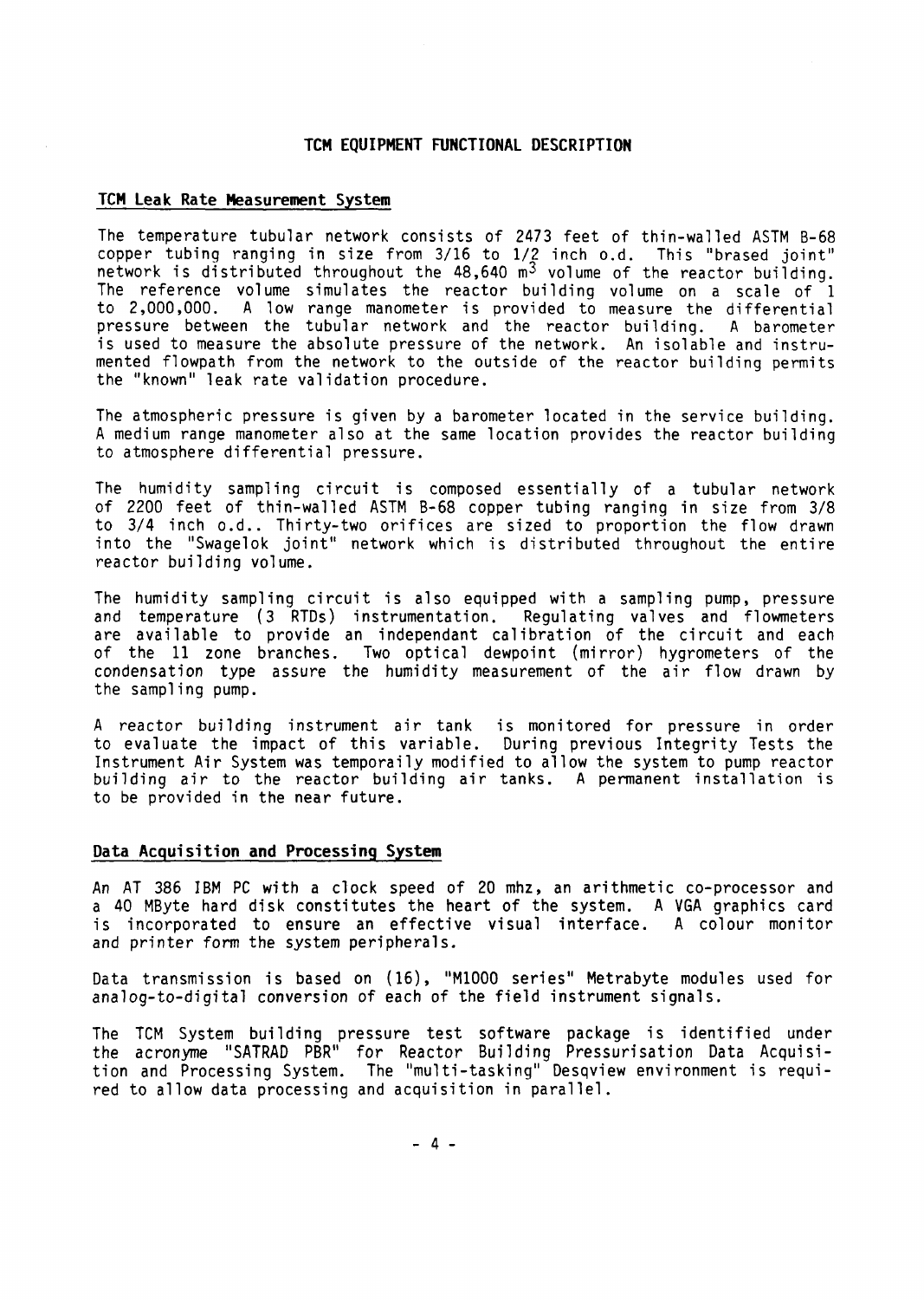# TCM EQUIPMENT FUNCTIONAL DESCRIPTION

## TCM Leak Rate Measurement System

The temperature tubular network consists of 2473 feet of thin-walled ASTM B-68 copper tubing ranging in size from 3/16 to 1/2 inch o.d. This "brased joint" network is distributed throughout the 48,640 $m^3$ volume of the reactor building. The reference volume simulates the reactor building volume on a scale of 1 to 2,000,000. A low range manometer is provided to measure the differential pressure between the tubular network and the reactor building. A barometer is used to measure the absolute pressure of the network. An isolable and instrumented flowpath from the network to the outside of the reactor building permits the "known" leak rate validation procedure.

The atmospheric pressure is given by a barometer located in the service building. A medium range manometer also at the same location provides the reactor building to atmosphere differential pressure.

The humidity sampling circuit is composed essentially of a tubular network of 2200 feet of thin-walled ASTM B-68 copper tubing ranging in size from 3/8 to 3/4 inch o.d.. Thirty-two orifices are sized to proportion the flow drawn into the "Swagelok joint" network which is distributed throughout the entire reactor building volume.

The humidity sampling circuit is also equipped with a sampling pump, pressure and temperature (3 RTDs) instrumentation. Regulating valves and flowmeters are available to provide an independant calibration of the circuit and each of the 11 zone branches. Two optical dewpoint (mirror) hygrometers of the condensation type assure the humidity measurement of the air flow drawn by the sampling pump.

A reactor building instrument air tank is monitored for pressure in order to evaluate the impact of this variable. During previous Integrity Tests the Instrument Air System was temporaily modified to allow the system to pump reactor building air to the reactor building air tanks. A permanent installation is to be provided in the near future.

## Data Acquisition and Processing System

An AT 386 IBM PC with a clock speed of 20 mhz, an arithmetic co-processor and a 40 MByte hard disk constitutes the heart of the system. A VGA graphics card is incorporated to ensure an effective visual interface. A colour monitor and printer form the system peripherals.

Data transmission is based on (16), "M1000 series" Metrabyte modules used for analog-to-digital conversion of each of the field instrument signals.

The TCM System building pressure test software package is identified under the acronyme "SATRAD PBR" for Reactor Building Pressurisation Data Acquisition and Processing System. The "multi-tasking" Desqview environment is required to allow data processing and acquisition in parallel.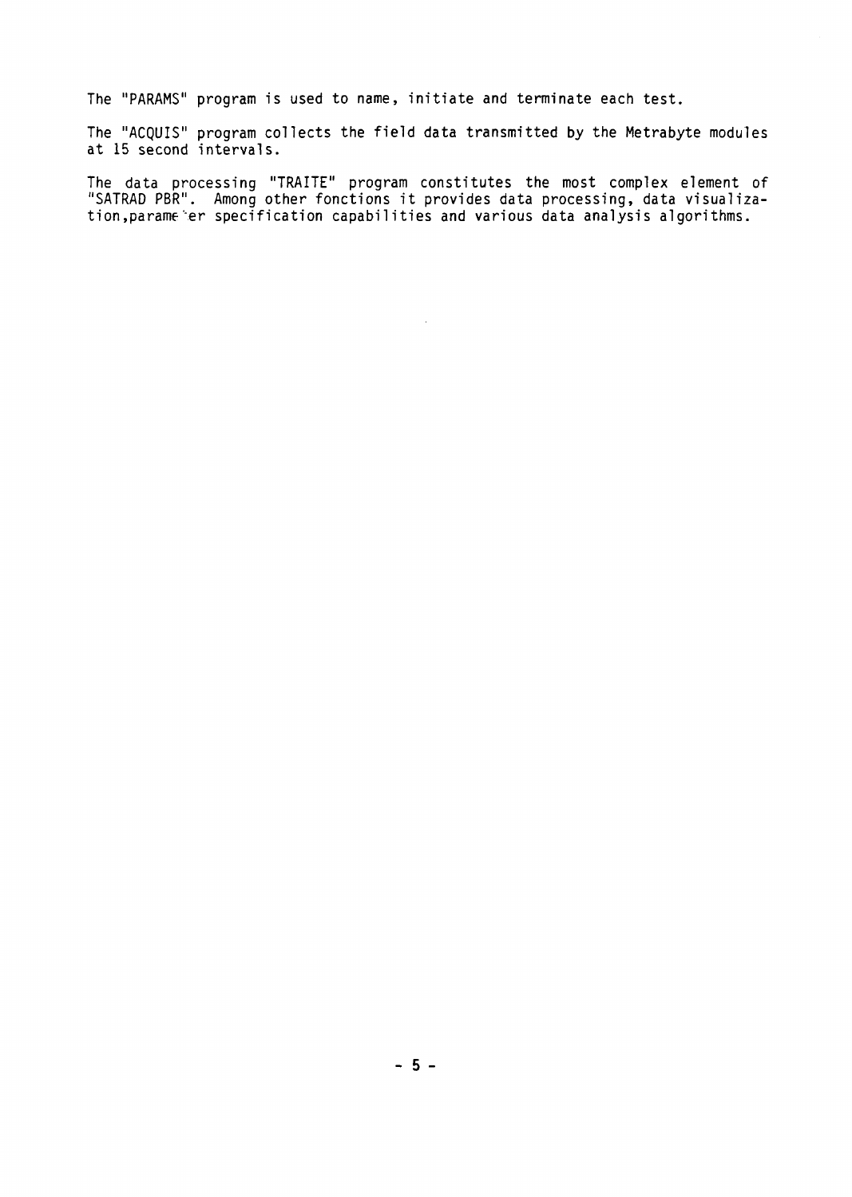The "PARAMS" program is used to name, initiate and terminate each test.

The "ACQUIS" program collects the field data transmitted by the Metrabyte modules at 15 second intervals.

The data processing "TRAITE" program constitutes the most complex element of "SATRAD PBR". Among other fonctions it provides data processing, data visualization,parameter specification capabilities and various data analysis algorithms.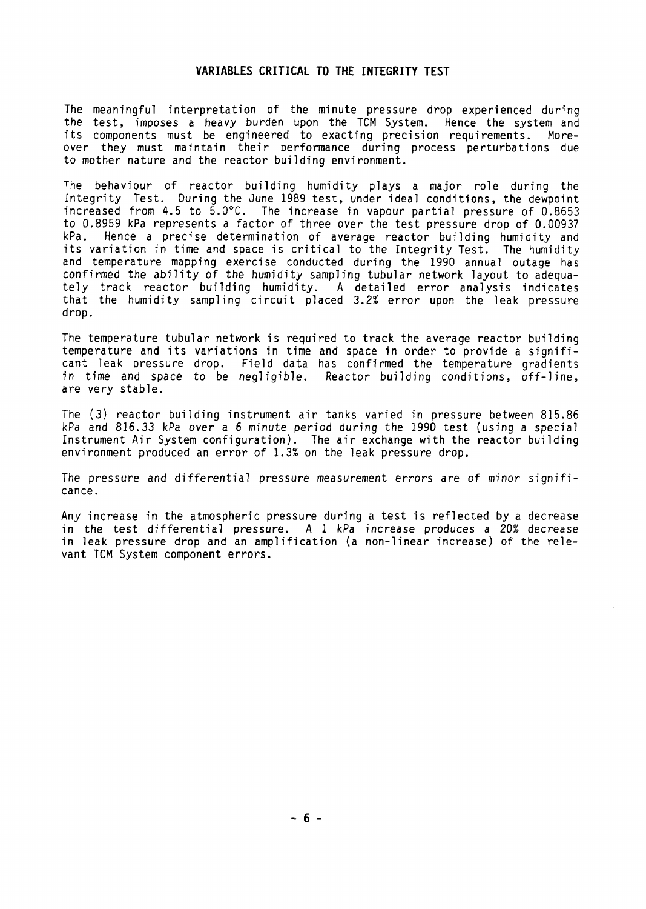## VARIABLES CRITICAL TO THE INTEGRITY TEST

The meaningful interpretation of the minute pressure drop experienced during the test, imposes a heavy burden upon the TCM System. Hence the system and its components must be engineered to exacting precision requirements. Moreover they must maintain their performance during process perturbations due to mother nature and the reactor building environment.

The behaviour of reactor building humidity plays a major role during the Integrity Test. During the June 1989 test, under ideal conditions, the dewpoint increased from 4.5 to 5.0°C. The increase in vapour partial pressure of 0.8653 to 0.8959 kPa represents a factor of three over the test pressure drop of 0.00937 kPa. Hence a precise determination of average reactor building humidity and its variation in time and space is critical to the Integrity Test. The humidity and temperature mapping exercise conducted during the 1990 annual outage has confirmed the ability of the humidity sampling tubular network layout to adequately track reactor building humidity. A detailed error analysis indicates that the humidity sampling circuit placed 3.2% error upon the leak pressure drop.

The temperature tubular network is required to track the average reactor building temperature and its variations in time and space in order to provide a significant leak pressure drop. Field data has confirmed the temperature gradients in time and space to be negligible. Reactor building conditions, off-line, are very stable.

The (3) reactor building instrument air tanks varied in pressure between 815.86 kPa and 816.33 kPa over a 6 minute period during the 1990 test (using a special Instrument Air System configuration). The air exchange with the reactor building environment produced an error of 1.3% on the leak pressure drop.

The pressure and differential pressure measurement errors are of minor significance.

Any increase in the atmospheric pressure during a test is reflected by a decrease in the test differential pressure. A 1 kPa increase produces a 20% decrease in leak pressure drop and an amplification (a non-linear increase) of the relevant TCM System component errors.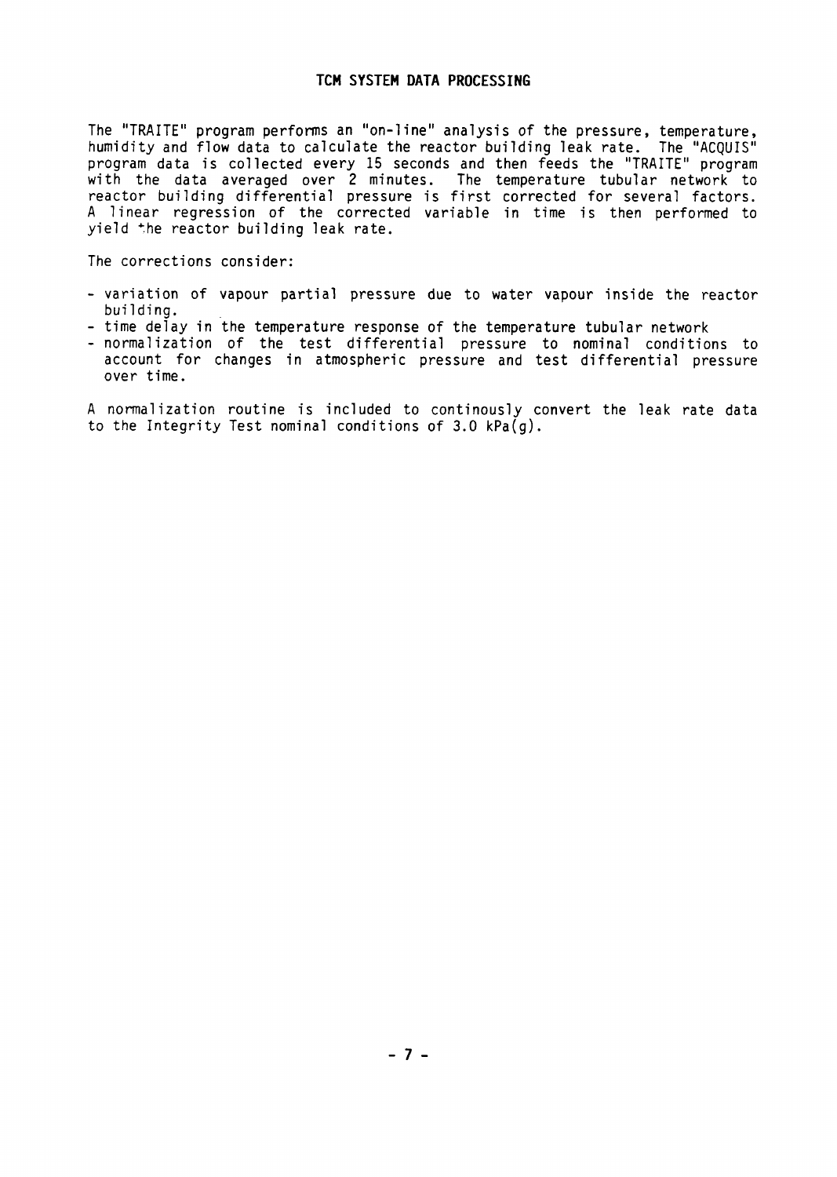## TCM SYSTEM DATA PROCESSING

The "TRAITE" program performs an "on-line" analysis of the pressure, temperature, humidity and flow data to calculate the reactor building leak rate. The "ACQUIS" program data is collected every 15 seconds and then feeds the "TRAITE" program with the data averaged over 2 minutes. The temperature tubular network to reactor building differential pressure is first corrected for several factors. A linear regression of the corrected variable in time is then performed to yield the reactor building leak rate.

The corrections consider:

- variation of vapour partial pressure due to water vapour inside the reactor building.
- time delay in the temperature response of the temperature tubular network
- normalization of the test differential pressure to nominal conditions to account for changes in atmospheric pressure and test differential pressure over time.

A normalization routine is included to continously convert the leak rate data to the Integrity Test nominal conditions of 3.0 kPa(g).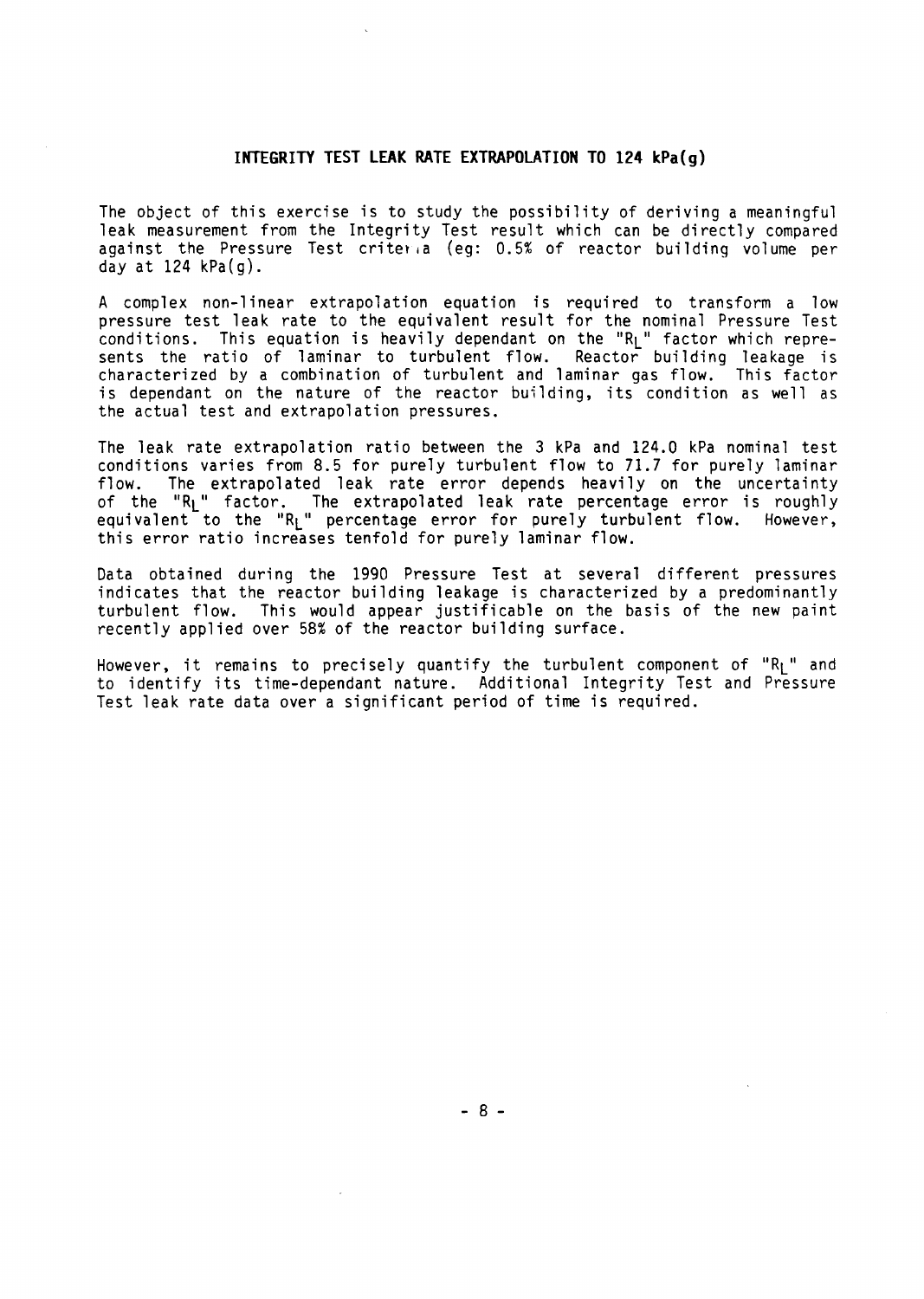## INTEGRITY TEST LEAK RATE EXTRAPOLATION TO 124 kPa(g)

The object of this exercise is to study the possibility of deriving a meaningful leak measurement from the Integrity Test result which can be directly compared against the Pressure Test criteria (eg: 0.5% of reactor building volume per day at 124 kPa(g).

A complex non-linear extrapolation equation is required to transform a low pressure test leak rate to the equivalent result for the nominal Pressure Test conditions. This equation is heavily dependant on the "$R_L$" factor which represents the ratio of laminar to turbulent flow. Reactor building leakage is characterized by a combination of turbulent and laminar gas flow. This factor is dependant on the nature of the reactor building, its condition as well as the actual test and extrapolation pressures.

The leak rate extrapolation ratio between the 3 kPa and 124.0 kPa nominal test conditions varies from 8.5 for purely turbulent flow to 71.7 for purely laminar flow. The extrapolated leak rate error depends heavily on the uncertainty of the "$R_L$" factor. The extrapolated leak rate percentage error is roughly equivalent to the "$R_L$" percentage error for purely turbulent flow. However, this error ratio increases tenfold for purely laminar flow.

Data obtained during the 1990 Pressure Test at several different pressures indicates that the reactor building leakage is characterized by a predominantly turbulent flow. This would appear justificable on the basis of the new paint recently applied over 58% of the reactor building surface.

However, it remains to precisely quantify the turbulent component of "$R_L$" and to identify its time-dependant nature. Additional Integrity Test and Pressure Test leak rate data over a significant period of time is required.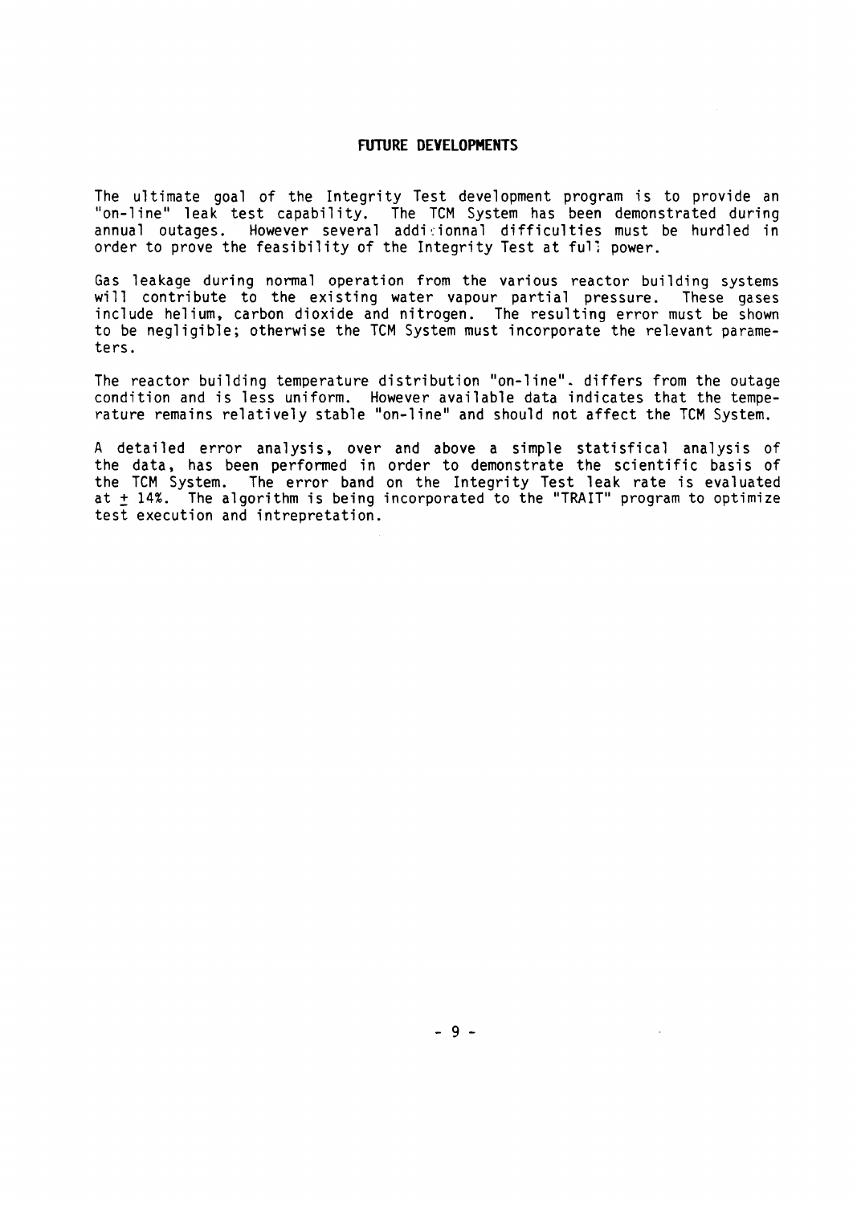## FUTURE DEVELOPMENTS

The ultimate goal of the Integrity Test development program is to provide an "on-line" leak test capability. The TCM System has been demonstrated during annual outages. However several additionnal difficulties must be hurdled in order to prove the feasibility of the Integrity Test at full power.

Gas leakage during normal operation from the various reactor building systems will contribute to the existing water vapour partial pressure. These gases include helium, carbon dioxide and nitrogen. The resulting error must be shown to be negligible; otherwise the TCM System must incorporate the relevant parameters.

The reactor building temperature distribution "on-line". differs from the outage condition and is less uniform. However available data indicates that the temperature remains relatively stable "on-line" and should not affect the TCM System.

A detailed error analysis, over and above a simple statisfical analysis of the data, has been performed in order to demonstrate the scientific basis of the TCM System. The error band on the Integrity Test leak rate is evaluated at $\pm$ 14%. The algorithm is being incorporated to the "TRAIT" program to optimize test execution and intrepretation.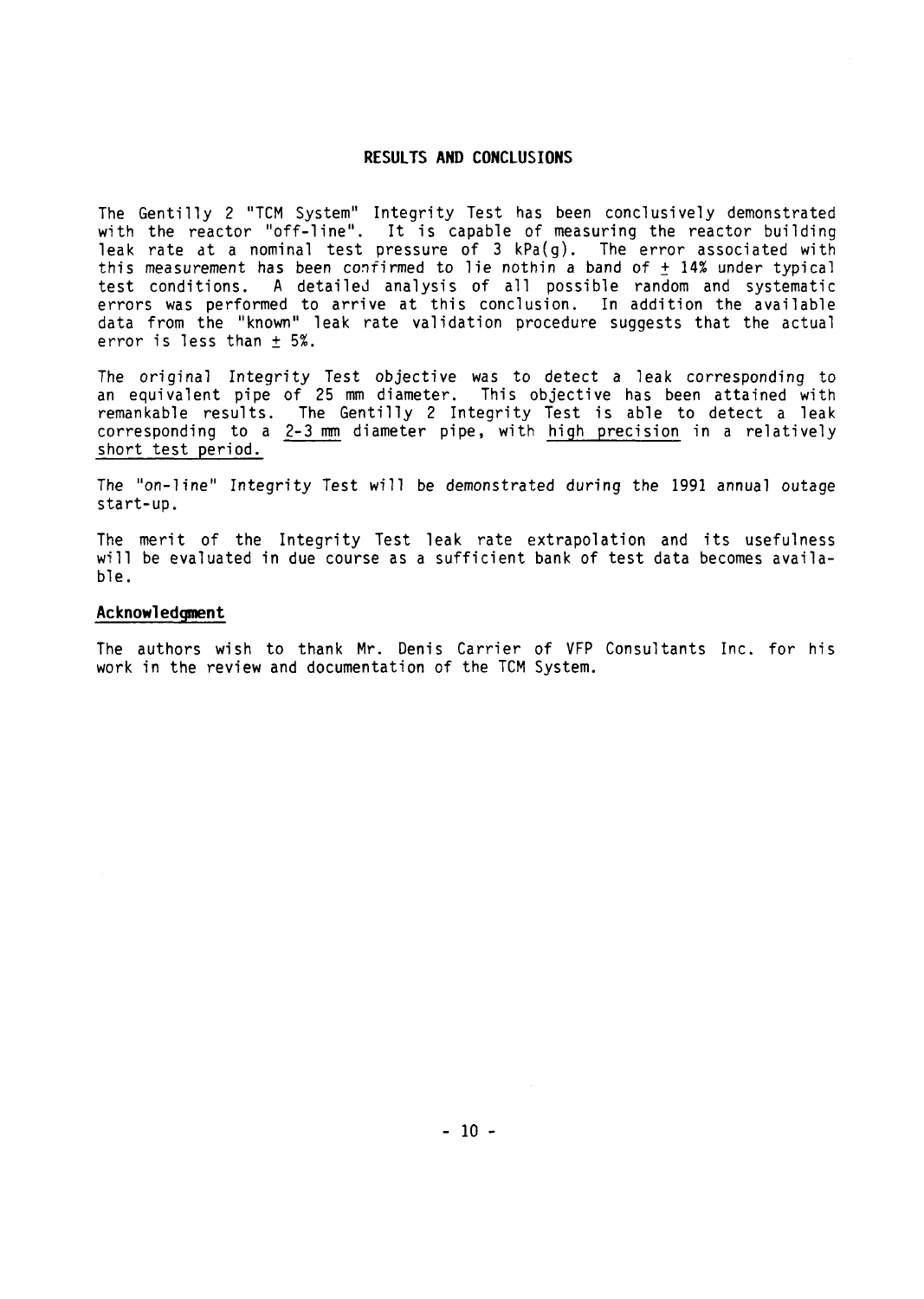## RESULTS AND CONCLUSIONS

The Gentilly 2 "TCM System" Integrity Test has been conclusively demonstrated with the reactor "off-line". It is capable of measuring the reactor building leak rate at a nominal test pressure of 3 kPa(g). The error associated with this measurement has been confirmed to lie nothin a band of ± 14% under typical test conditions. A detailed analysis of all possible random and systematic errors was performed to arrive at this conclusion. In addition the available data from the "known" leak rate validation procedure suggests that the actual error is less than ± 5%.

The original Integrity Test objective was to detect a leak corresponding to an equivalent pipe of 25 mm diameter. This objective has been attained with remankable results. The Gentilly 2 Integrity Test is able to detect a leak corresponding to a <u>2-3 mm</u> diameter pipe, with <u>high precision</u> in a relatively <u>short test period.</u>

The "on-line" Integrity Test will be demonstrated during the 1991 annual outage start-up.

The merit of the Integrity Test leak rate extrapolation and its usefulness will be evaluated in due course as a sufficient bank of test data becomes available.

### Acknowledgment

The authors wish to thank Mr. Denis Carrier of VFP Consultants Inc. for his work in the review and documentation of the TCM System.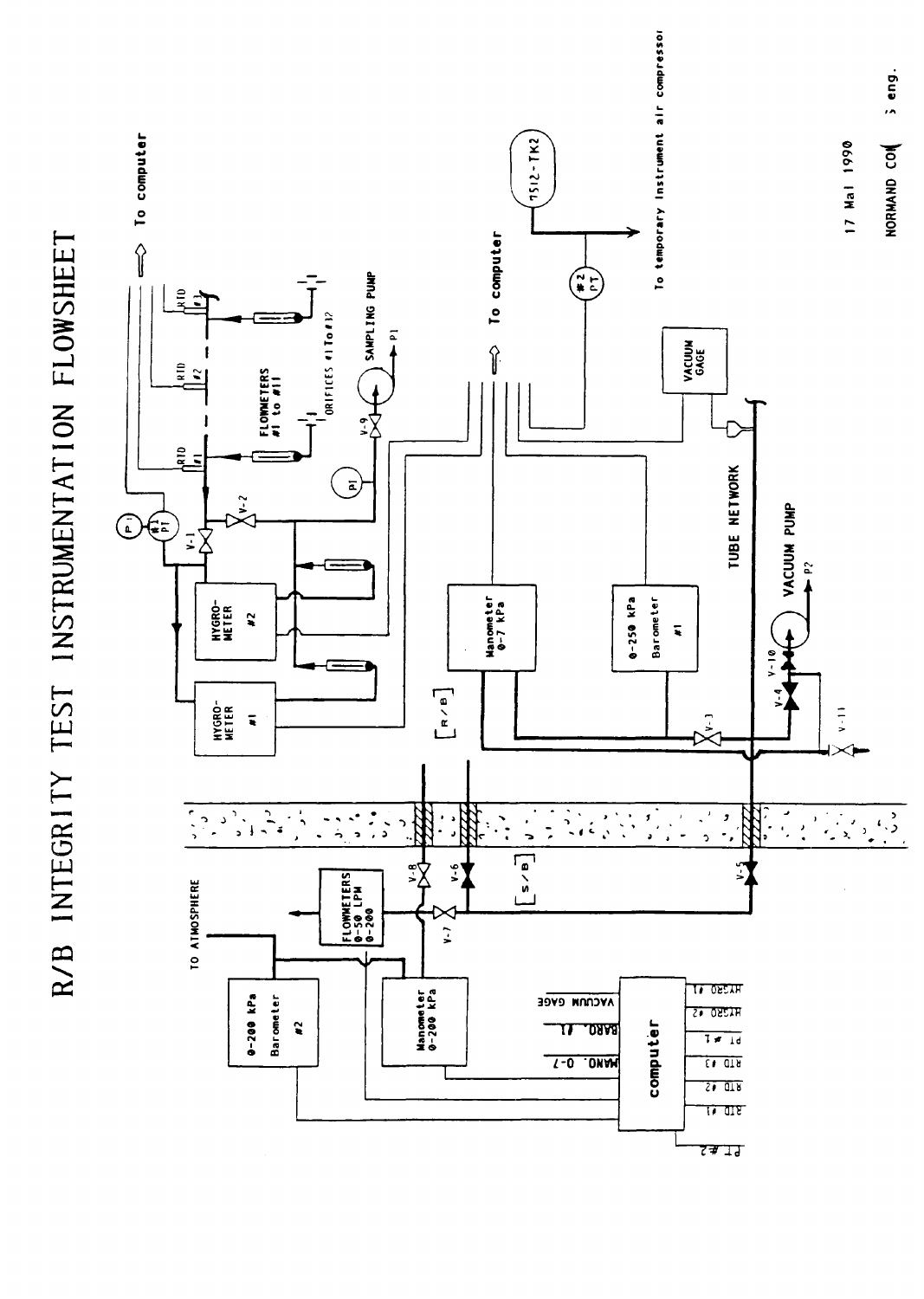# R/B INTEGRITY TEST INSTRUMENTATION FLOWSHEET

To computer

RTD #1

RTD #2

RTD #3

FLOWMETERS #1 to #11

ORIFICES #1 To #12

SAMPLING PUMP

P1

PI

V-9

V-1

V-2

#1 PT

HYGRO-METER #2

HYGRO-METER #1

[R/B]

To computer

7512-TK2

#2 PT

To temporary Instrument air compressor

VACUUM GAGE

TUBE NETWORK

Manometer 0-7 kPa

0-250 kPa Barometer #1

VACUUM PUMP

P2

V-10

V-4

V-3

V-11

V-5

V-6

V-8

V-7

[S/B]

TO ATMOSPHERE

0-200 kPa Barometer #2

FLOWMETERS 0-50 LPM 0-200

Manometer 0-200 kPa

computer

VACUUM GAGE

BARO. #1

MANO. 0-7

PT #2

HYGRO #1

HYGRO #2

PT #1

RTD #3

RTD #2

RTD #1

17 Mai 1990

NORMAND CO... eng.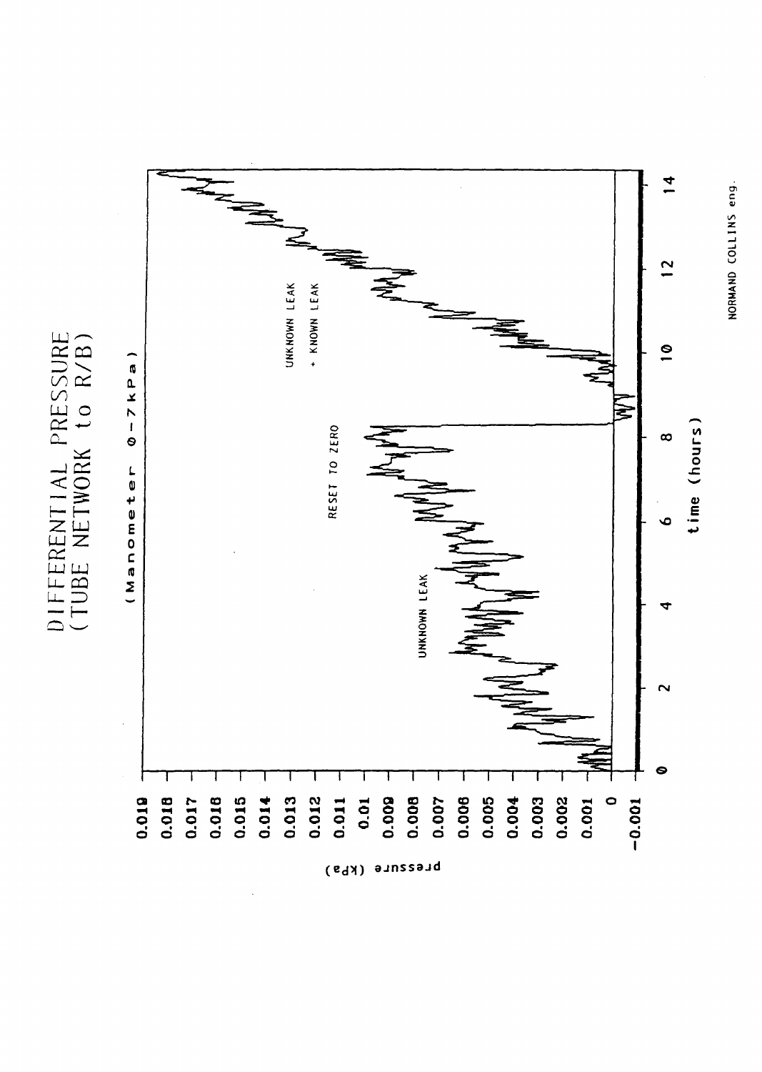# DIFFERENTIAL PRESSURE (TUBE NETWORK to R/B)

(Manometer 0-7 kPa)

UNKNOWN LEAK

RESET TO ZERO

UNKNOWN LEAK + KNOWN LEAK

pressure (kPa)

0.019, 0.018, 0.017, 0.016, 0.015, 0.014, 0.013, 0.012, 0.011, 0.01, 0.009, 0.008, 0.007, 0.006, 0.005, 0.004, 0.003, 0.002, 0.001, 0, -0.001

time (hours)

0, 2, 4, 6, 8, 10, 12, 14

NORMAND COLLINS eng.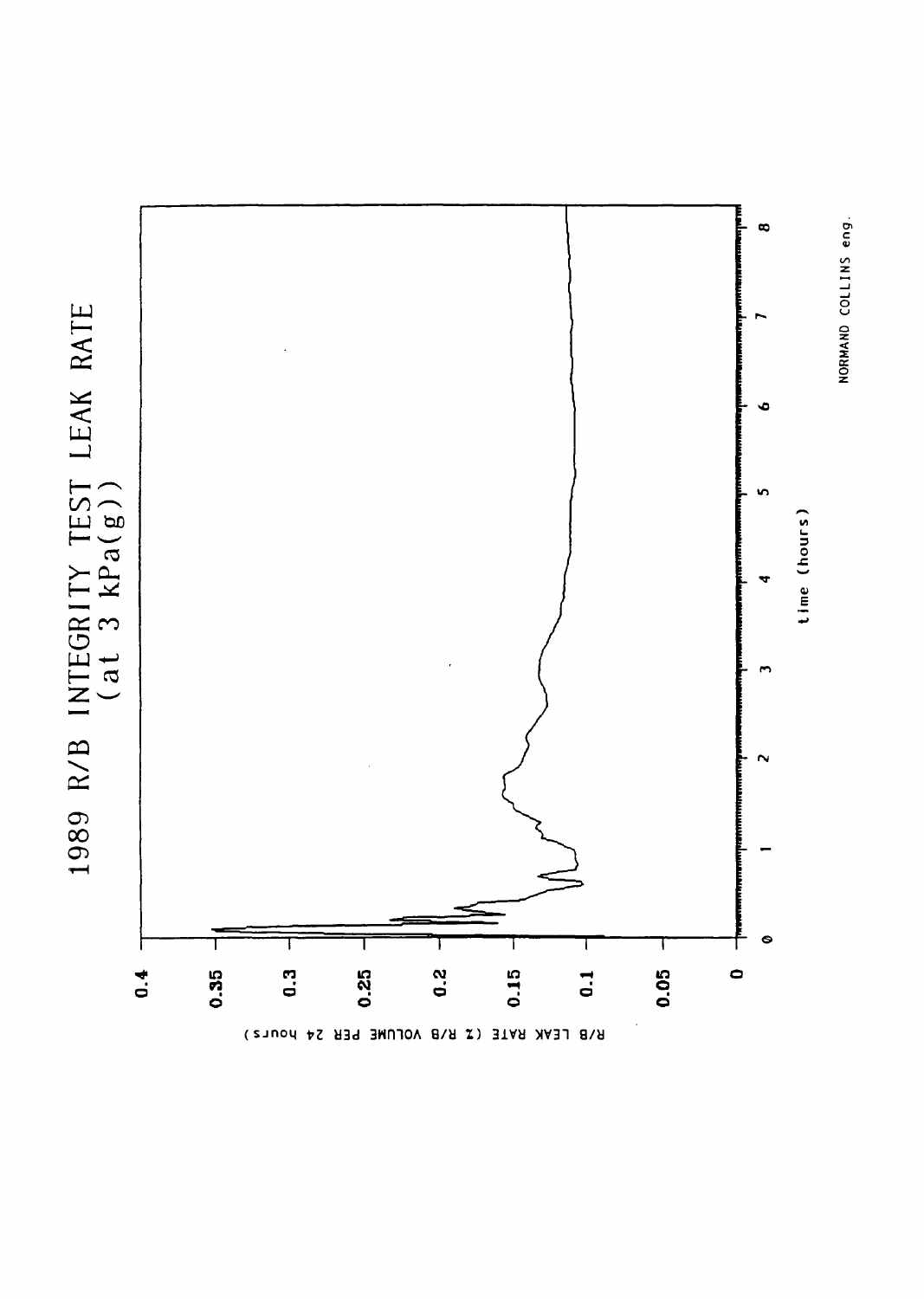# 1989 R/B INTEGRITY TEST LEAK RATE (at 3 kPa(g))

R/B LEAK RATE (% R/B VOLUME PER 24 hours)

0.4
0.35
0.3
0.25
0.2
0.15
0.1
0.05
0

0 1 2 3 4 5 6 7 8

time (hours)

NORMAND COLLINS eng.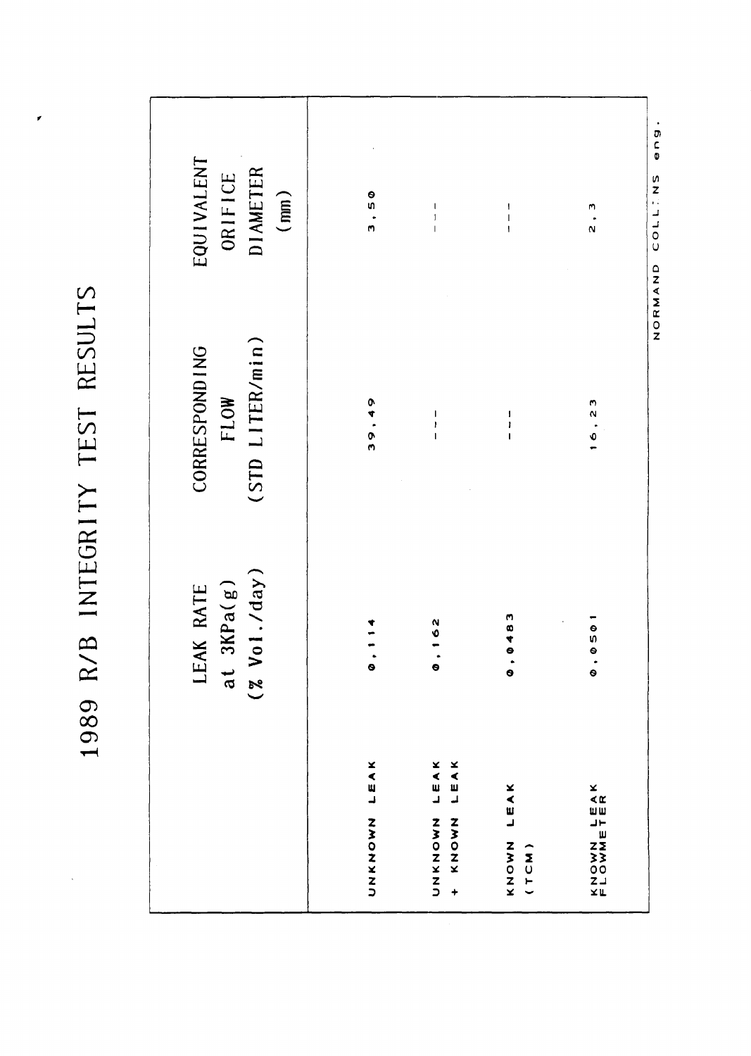# 1989 R/B INTEGRITY TEST RESULTS

| | LEAK RATE at 3KPa(g) (% Vol./day) | CORRESPONDING FLOW (STD LITER/min) | EQUIVALENT ORIFICE DIAMETER (mm) |
|---|---|---|---|
| UNKNOWN LEAK | 0,114 | 39,49 | 3,50 |
| UNKNOWN LEAK + KNOWN LEAK | 0,162 | --- | --- |
| KNOWN LEAK (TCM) | 0,0483 | --- | --- |
| KNOWN LEAK FLOWMETER | 0,0501 | 16,23 | 2,3 |

NORMAND COLLINS eng.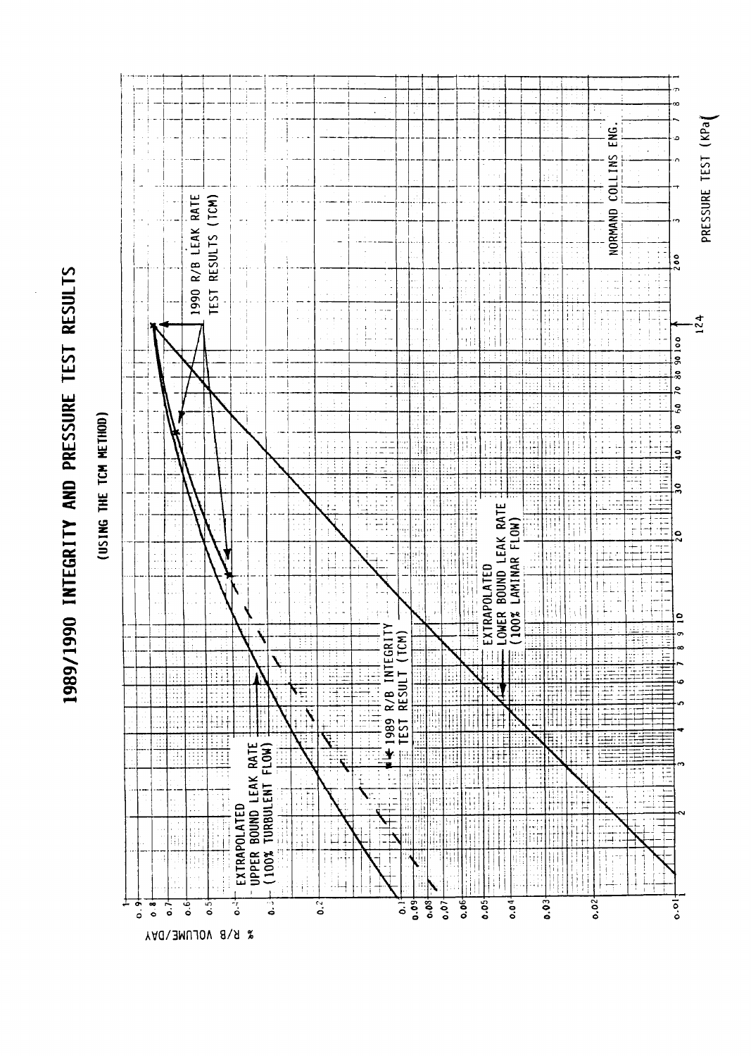# 1989/1990 INTEGRITY AND PRESSURE TEST RESULTS

(USING THE TCM METHOD)

% R/B VOLUME/DAY

1990 R/B LEAK RATE TEST RESULTS (TCM)

EXTRAPOLATED UPPER BOUND LEAK RATE (100% TURBULENT FLOW)

1989 R/B INTEGRITY TEST RESULT (TCM)

EXTRAPOLATED LOWER BOUND LEAK RATE (100% LAMINAR FLOW)

124

NORMAND COLLINS ENG.

PRESSURE TEST (KPa)